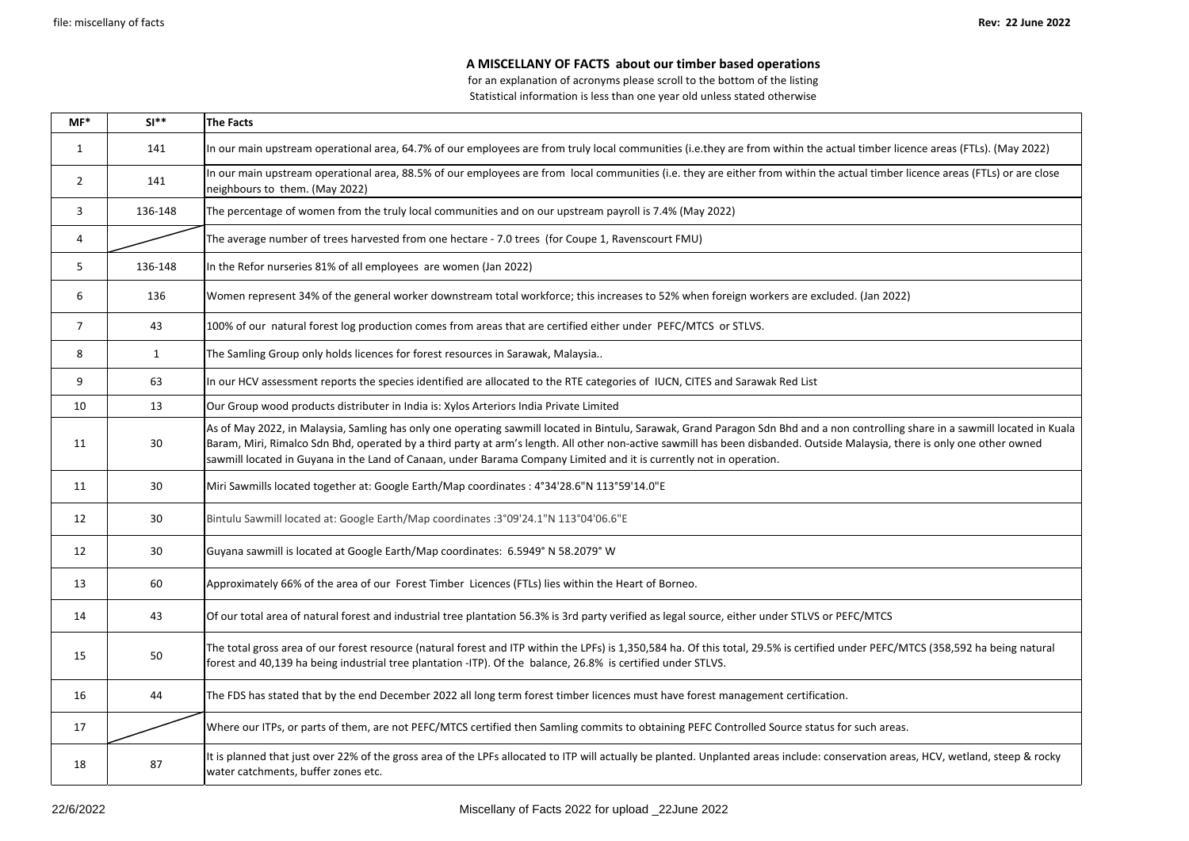## A MISCELLANY OF FACTS about our timber based operations

for an explanation of acronyms please scroll to the bottom of the listing

Statistical information is less than one year old unless stated otherwise

| MF* | SI** | The Facts |
|---|---|---|
| 1 | 141 | In our main upstream operational area, 64.7% of our employees are from truly local communities (i.e.they are from within the actual timber licence areas (FTLs). (May 2022) |
| 2 | 141 | In our main upstream operational area, 88.5% of our employees are from local communities (i.e. they are either from within the actual timber licence areas (FTLs) or are close neighbours to them. (May 2022) |
| 3 | 136-148 | The percentage of women from the truly local communities and on our upstream payroll is 7.4% (May 2022) |
| 4 | | The average number of trees harvested from one hectare - 7.0 trees (for Coupe 1, Ravenscourt FMU) |
| 5 | 136-148 | In the Refor nurseries 81% of all employees are women (Jan 2022) |
| 6 | 136 | Women represent 34% of the general worker downstream total workforce; this increases to 52% when foreign workers are excluded. (Jan 2022) |
| 7 | 43 | 100% of our natural forest log production comes from areas that are certified either under PEFC/MTCS or STLVS. |
| 8 | 1 | The Samling Group only holds licences for forest resources in Sarawak, Malaysia.. |
| 9 | 63 | In our HCV assessment reports the species identified are allocated to the RTE categories of IUCN, CITES and Sarawak Red List |
| 10 | 13 | Our Group wood products distributer in India is: Xylos Arteriors India Private Limited |
| 11 | 30 | As of May 2022, in Malaysia, Samling has only one operating sawmill located in Bintulu, Sarawak, Grand Paragon Sdn Bhd and a non controlling share in a sawmill located in Kuala Baram, Miri, Rimalco Sdn Bhd, operated by a third party at arm's length. All other non-active sawmill has been disbanded. Outside Malaysia, there is only one other owned sawmill located in Guyana in the Land of Canaan, under Barama Company Limited and it is currently not in operation. |
| 11 | 30 | Miri Sawmills located together at: Google Earth/Map coordinates : 4°34'28.6"N 113°59'14.0"E |
| 12 | 30 | Bintulu Sawmill located at: Google Earth/Map coordinates :3°09'24.1"N 113°04'06.6"E |
| 12 | 30 | Guyana sawmill is located at Google Earth/Map coordinates: 6.5949° N 58.2079° W |
| 13 | 60 | Approximately 66% of the area of our Forest Timber Licences (FTLs) lies within the Heart of Borneo. |
| 14 | 43 | Of our total area of natural forest and industrial tree plantation 56.3% is 3rd party verified as legal source, either under STLVS or PEFC/MTCS |
| 15 | 50 | The total gross area of our forest resource (natural forest and ITP within the LPFs) is 1,350,584 ha. Of this total, 29.5% is certified under PEFC/MTCS (358,592 ha being natural forest and 40,139 ha being industrial tree plantation -ITP). Of the balance, 26.8% is certified under STLVS. |
| 16 | 44 | The FDS has stated that by the end December 2022 all long term forest timber licences must have forest management certification. |
| 17 | | Where our ITPs, or parts of them, are not PEFC/MTCS certified then Samling commits to obtaining PEFC Controlled Source status for such areas. |
| 18 | 87 | It is planned that just over 22% of the gross area of the LPFs allocated to ITP will actually be planted. Unplanted areas include: conservation areas, HCV, wetland, steep & rocky water catchments, buffer zones etc. |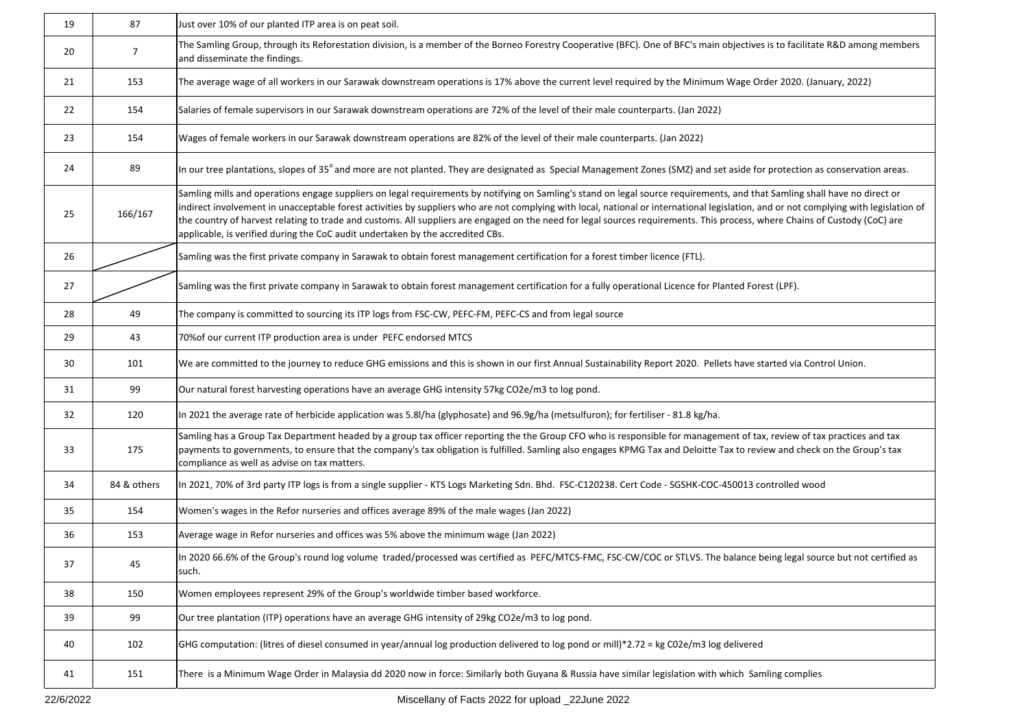| | | |
|---|---|---|
| 19 | 87 | Just over 10% of our planted ITP area is on peat soil. |
| 20 | 7 | The Samling Group, through its Reforestation division, is a member of the Borneo Forestry Cooperative (BFC). One of BFC's main objectives is to facilitate R&D among members and disseminate the findings. |
| 21 | 153 | The average wage of all workers in our Sarawak downstream operations is 17% above the current level required by the Minimum Wage Order 2020. (January, 2022) |
| 22 | 154 | Salaries of female supervisors in our Sarawak downstream operations are 72% of the level of their male counterparts. (Jan 2022) |
| 23 | 154 | Wages of female workers in our Sarawak downstream operations are 82% of the level of their male counterparts. (Jan 2022) |
| 24 | 89 | In our tree plantations, slopes of 35° and more are not planted. They are designated as Special Management Zones (SMZ) and set aside for protection as conservation areas. |
| 25 | 166/167 | Samling mills and operations engage suppliers on legal requirements by notifying on Samling's stand on legal source requirements, and that Samling shall have no direct or indirect involvement in unacceptable forest activities by suppliers who are not complying with local, national or international legislation, and or not complying with legislation of the country of harvest relating to trade and customs. All suppliers are engaged on the need for legal sources requirements. This process, where Chains of Custody (CoC) are applicable, is verified during the CoC audit undertaken by the accredited CBs. |
| 26 | | Samling was the first private company in Sarawak to obtain forest management certification for a forest timber licence (FTL). |
| 27 | | Samling was the first private company in Sarawak to obtain forest management certification for a fully operational Licence for Planted Forest (LPF). |
| 28 | 49 | The company is committed to sourcing its ITP logs from FSC-CW, PEFC-FM, PEFC-CS and from legal source |
| 29 | 43 | 70%of our current ITP production area is under PEFC endorsed MTCS |
| 30 | 101 | We are committed to the journey to reduce GHG emissions and this is shown in our first Annual Sustainability Report 2020. Pellets have started via Control Union. |
| 31 | 99 | Our natural forest harvesting operations have an average GHG intensity 57kg CO2e/m3 to log pond. |
| 32 | 120 | In 2021 the average rate of herbicide application was 5.8l/ha (glyphosate) and 96.9g/ha (metsulfuron); for fertiliser - 81.8 kg/ha. |
| 33 | 175 | Samling has a Group Tax Department headed by a group tax officer reporting the the Group CFO who is responsible for management of tax, review of tax practices and tax payments to governments, to ensure that the company's tax obligation is fulfilled. Samling also engages KPMG Tax and Deloitte Tax to review and check on the Group's tax compliance as well as advise on tax matters. |
| 34 | 84 & others | In 2021, 70% of 3rd party ITP logs is from a single supplier - KTS Logs Marketing Sdn. Bhd. FSC-C120238. Cert Code - SGSHK-COC-450013 controlled wood |
| 35 | 154 | Women's wages in the Refor nurseries and offices average 89% of the male wages (Jan 2022) |
| 36 | 153 | Average wage in Refor nurseries and offices was 5% above the minimum wage (Jan 2022) |
| 37 | 45 | In 2020 66.6% of the Group's round log volume traded/processed was certified as PEFC/MTCS-FMC, FSC-CW/COC or STLVS. The balance being legal source but not certified as such. |
| 38 | 150 | Women employees represent 29% of the Group's worldwide timber based workforce. |
| 39 | 99 | Our tree plantation (ITP) operations have an average GHG intensity of 29kg CO2e/m3 to log pond. |
| 40 | 102 | GHG computation: (litres of diesel consumed in year/annual log production delivered to log pond or mill)*2.72 = kg C02e/m3 log delivered |
| 41 | 151 | There is a Minimum Wage Order in Malaysia dd 2020 now in force: Similarly both Guyana & Russia have similar legislation with which Samling complies |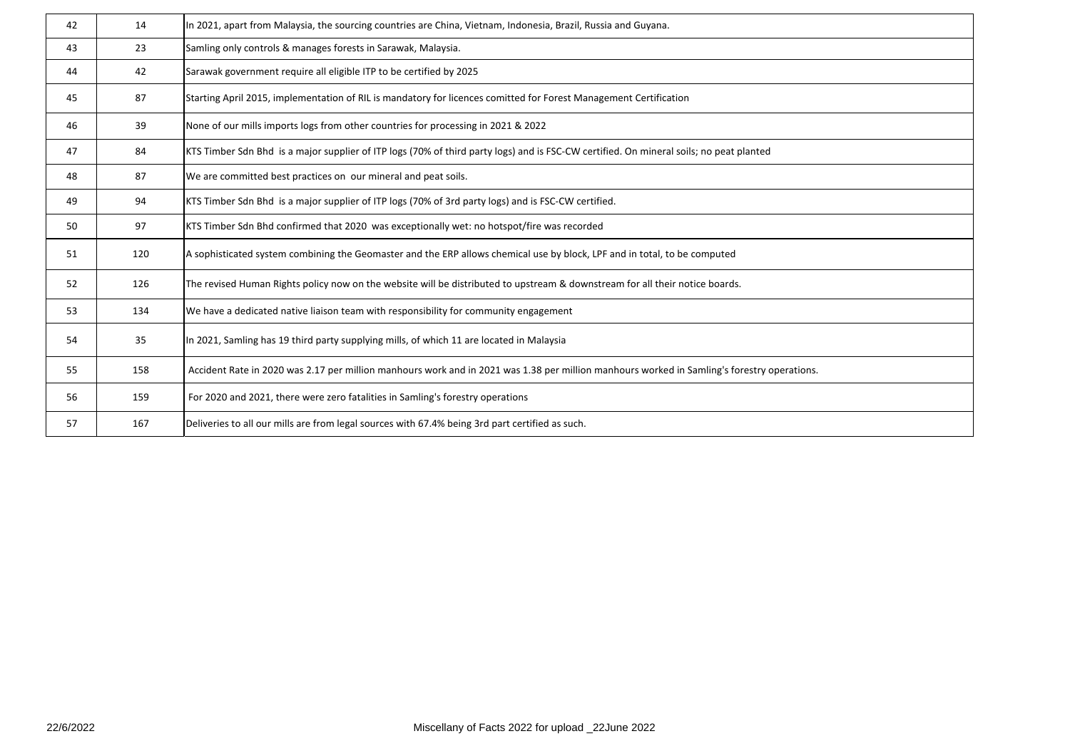| | | |
|---|---|---|
| 42 | 14 | In 2021, apart from Malaysia, the sourcing countries are China, Vietnam, Indonesia, Brazil, Russia and Guyana. |
| 43 | 23 | Samling only controls & manages forests in Sarawak, Malaysia. |
| 44 | 42 | Sarawak government require all eligible ITP to be certified by 2025 |
| 45 | 87 | Starting April 2015, implementation of RIL is mandatory for licences comitted for Forest Management Certification |
| 46 | 39 | None of our mills imports logs from other countries for processing in 2021 & 2022 |
| 47 | 84 | KTS Timber Sdn Bhd is a major supplier of ITP logs (70% of third party logs) and is FSC-CW certified. On mineral soils; no peat planted |
| 48 | 87 | We are committed best practices on our mineral and peat soils. |
| 49 | 94 | KTS Timber Sdn Bhd is a major supplier of ITP logs (70% of 3rd party logs) and is FSC-CW certified. |
| 50 | 97 | KTS Timber Sdn Bhd confirmed that 2020 was exceptionally wet: no hotspot/fire was recorded |
| 51 | 120 | A sophisticated system combining the Geomaster and the ERP allows chemical use by block, LPF and in total, to be computed |
| 52 | 126 | The revised Human Rights policy now on the website will be distributed to upstream & downstream for all their notice boards. |
| 53 | 134 | We have a dedicated native liaison team with responsibility for community engagement |
| 54 | 35 | In 2021, Samling has 19 third party supplying mills, of which 11 are located in Malaysia |
| 55 | 158 | Accident Rate in 2020 was 2.17 per million manhours work and in 2021 was 1.38 per million manhours worked in Samling's forestry operations. |
| 56 | 159 | For 2020 and 2021, there were zero fatalities in Samling's forestry operations |
| 57 | 167 | Deliveries to all our mills are from legal sources with 67.4% being 3rd part certified as such. |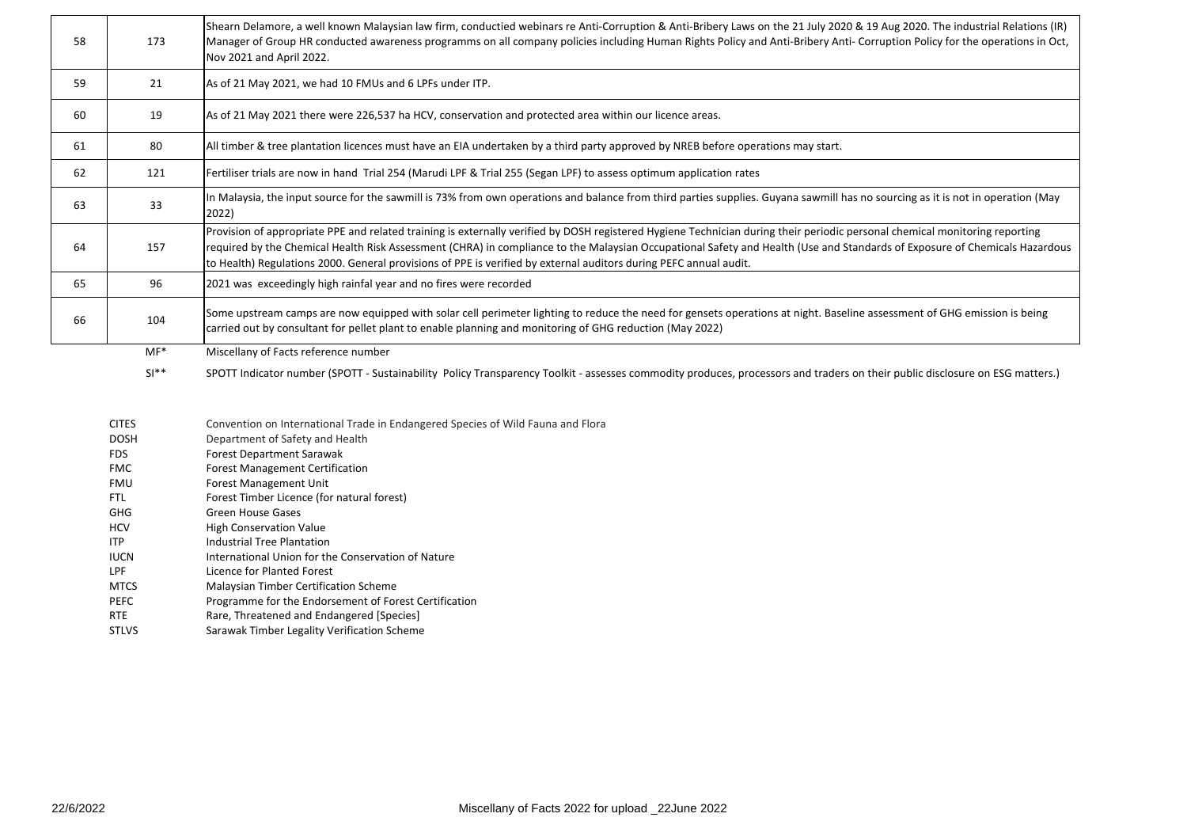| | | |
|---|---|---|
| 58 | 173 | Shearn Delamore, a well known Malaysian law firm, conductied webinars re Anti-Corruption & Anti-Bribery Laws on the 21 July 2020 & 19 Aug 2020. The industrial Relations (IR) Manager of Group HR conducted awareness programms on all company policies including Human Rights Policy and Anti-Bribery Anti- Corruption Policy for the operations in Oct, Nov 2021 and April 2022. |
| 59 | 21 | As of 21 May 2021, we had 10 FMUs and 6 LPFs under ITP. |
| 60 | 19 | As of 21 May 2021 there were 226,537 ha HCV, conservation and protected area within our licence areas. |
| 61 | 80 | All timber & tree plantation licences must have an EIA undertaken by a third party approved by NREB before operations may start. |
| 62 | 121 | Fertiliser trials are now in hand Trial 254 (Marudi LPF & Trial 255 (Segan LPF) to assess optimum application rates |
| 63 | 33 | In Malaysia, the input source for the sawmill is 73% from own operations and balance from third parties supplies. Guyana sawmill has no sourcing as it is not in operation (May 2022) |
| 64 | 157 | Provision of appropriate PPE and related training is externally verified by DOSH registered Hygiene Technician during their periodic personal chemical monitoring reporting required by the Chemical Health Risk Assessment (CHRA) in compliance to the Malaysian Occupational Safety and Health (Use and Standards of Exposure of Chemicals Hazardous to Health) Regulations 2000. General provisions of PPE is verified by external auditors during PEFC annual audit. |
| 65 | 96 | 2021 was exceedingly high rainfal year and no fires were recorded |
| 66 | 104 | Some upstream camps are now equipped with solar cell perimeter lighting to reduce the need for gensets operations at night. Baseline assessment of GHG emission is being carried out by consultant for pellet plant to enable planning and monitoring of GHG reduction (May 2022) |

MF* Miscellany of Facts reference number

SI** SPOTT Indicator number (SPOTT - Sustainability Policy Transparency Toolkit - assesses commodity produces, processors and traders on their public disclosure on ESG matters.)

| | |
|---|---|
| CITES | Convention on International Trade in Endangered Species of Wild Fauna and Flora |
| DOSH | Department of Safety and Health |
| FDS | Forest Department Sarawak |
| FMC | Forest Management Certification |
| FMU | Forest Management Unit |
| FTL | Forest Timber Licence (for natural forest) |
| GHG | Green House Gases |
| HCV | High Conservation Value |
| ITP | Industrial Tree Plantation |
| IUCN | International Union for the Conservation of Nature |
| LPF | Licence for Planted Forest |
| MTCS | Malaysian Timber Certification Scheme |
| PEFC | Programme for the Endorsement of Forest Certification |
| RTE | Rare, Threatened and Endangered [Species] |
| STLVS | Sarawak Timber Legality Verification Scheme |